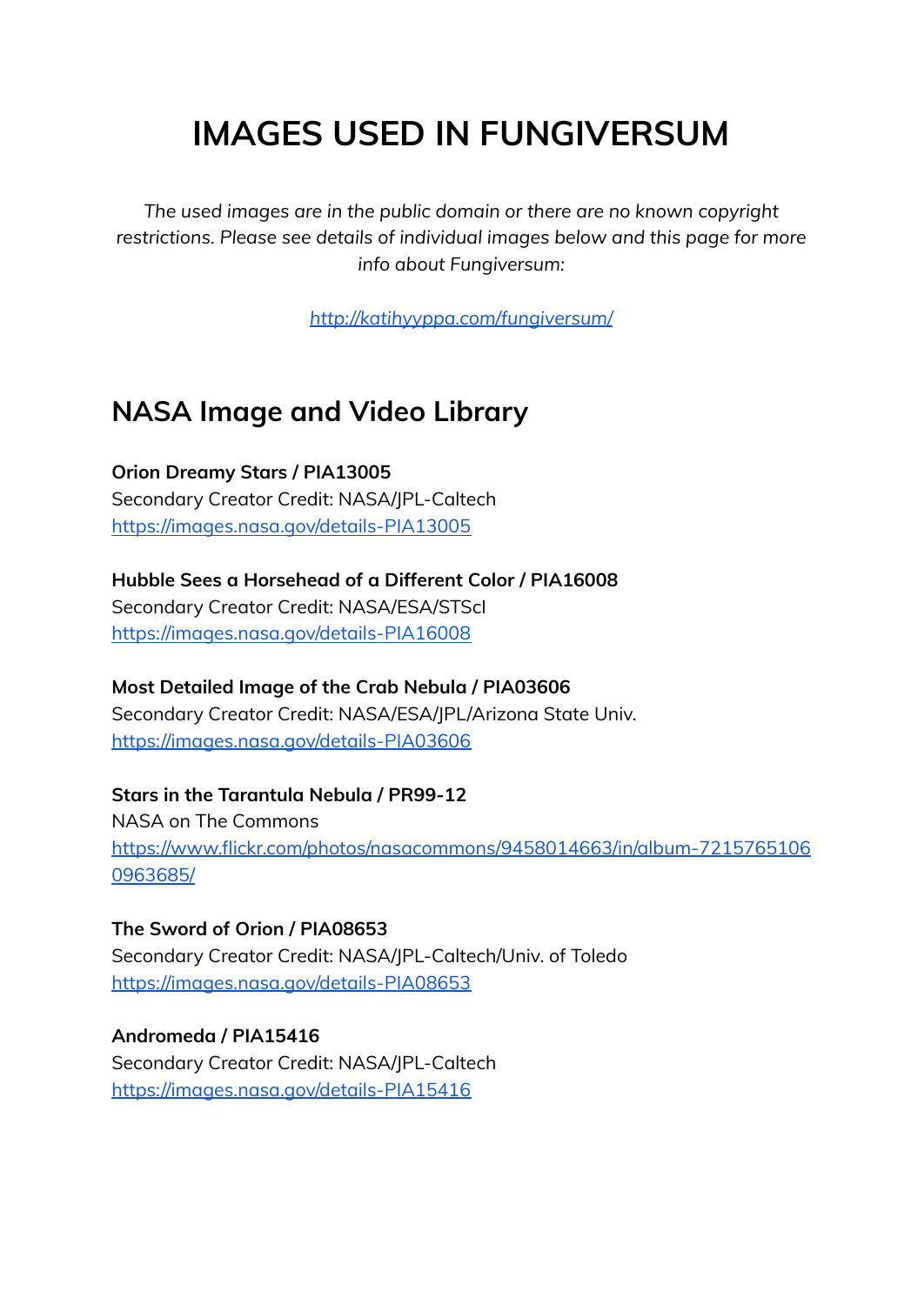# IMAGES USED IN FUNGIVERSUM

*The used images are in the public domain or there are no known copyright restrictions. Please see details of individual images below and this page for more info about Fungiversum:*

[http://katihyyppa.com/fungiversum/](http://katihyyppa.com/fungiversum/)

## NASA Image and Video Library

**Orion Dreamy Stars / PIA13005**
Secondary Creator Credit: NASA/JPL-Caltech
[https://images.nasa.gov/details-PIA13005](https://images.nasa.gov/details-PIA13005)

**Hubble Sees a Horsehead of a Different Color / PIA16008**
Secondary Creator Credit: NASA/ESA/STScI
[https://images.nasa.gov/details-PIA16008](https://images.nasa.gov/details-PIA16008)

**Most Detailed Image of the Crab Nebula / PIA03606**
Secondary Creator Credit: NASA/ESA/JPL/Arizona State Univ.
[https://images.nasa.gov/details-PIA03606](https://images.nasa.gov/details-PIA03606)

**Stars in the Tarantula Nebula / PR99-12**
NASA on The Commons
[https://www.flickr.com/photos/nasacommons/9458014663/in/album-72157651060963685/](https://www.flickr.com/photos/nasacommons/9458014663/in/album-72157651060963685/)

**The Sword of Orion / PIA08653**
Secondary Creator Credit: NASA/JPL-Caltech/Univ. of Toledo
[https://images.nasa.gov/details-PIA08653](https://images.nasa.gov/details-PIA08653)

**Andromeda / PIA15416**
Secondary Creator Credit: NASA/JPL-Caltech
[https://images.nasa.gov/details-PIA15416](https://images.nasa.gov/details-PIA15416)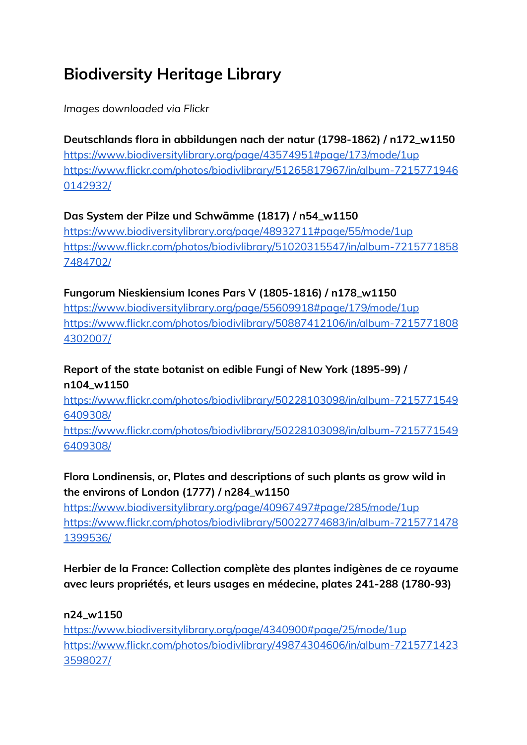# Biodiversity Heritage Library

*Images downloaded via Flickr*

**Deutschlands flora in abbildungen nach der natur (1798-1862) / n172_w1150**
https://www.biodiversitylibrary.org/page/43574951#page/173/mode/1up
https://www.flickr.com/photos/biodivlibrary/51265817967/in/album-72157719460142932/

**Das System der Pilze und Schwämme (1817) / n54_w1150**
https://www.biodiversitylibrary.org/page/48932711#page/55/mode/1up
https://www.flickr.com/photos/biodivlibrary/51020315547/in/album-72157718587484702/

**Fungorum Nieskiensium Icones Pars V (1805-1816) / n178_w1150**
https://www.biodiversitylibrary.org/page/55609918#page/179/mode/1up
https://www.flickr.com/photos/biodivlibrary/50887412106/in/album-72157718084302007/

**Report of the state botanist on edible Fungi of New York (1895-99) / n104_w1150**
https://www.flickr.com/photos/biodivlibrary/50228103098/in/album-72157715496409308/
https://www.flickr.com/photos/biodivlibrary/50228103098/in/album-72157715496409308/

**Flora Londinensis, or, Plates and descriptions of such plants as grow wild in the environs of London (1777) / n284_w1150**
https://www.biodiversitylibrary.org/page/40967497#page/285/mode/1up
https://www.flickr.com/photos/biodivlibrary/50022774683/in/album-72157714781399536/

**Herbier de la France: Collection complète des plantes indigènes de ce royaume avec leurs propriétés, et leurs usages en médecine, plates 241-288 (1780-93)**

**n24_w1150**
https://www.biodiversitylibrary.org/page/4340900#page/25/mode/1up
https://www.flickr.com/photos/biodivlibrary/49874304606/in/album-72157714233598027/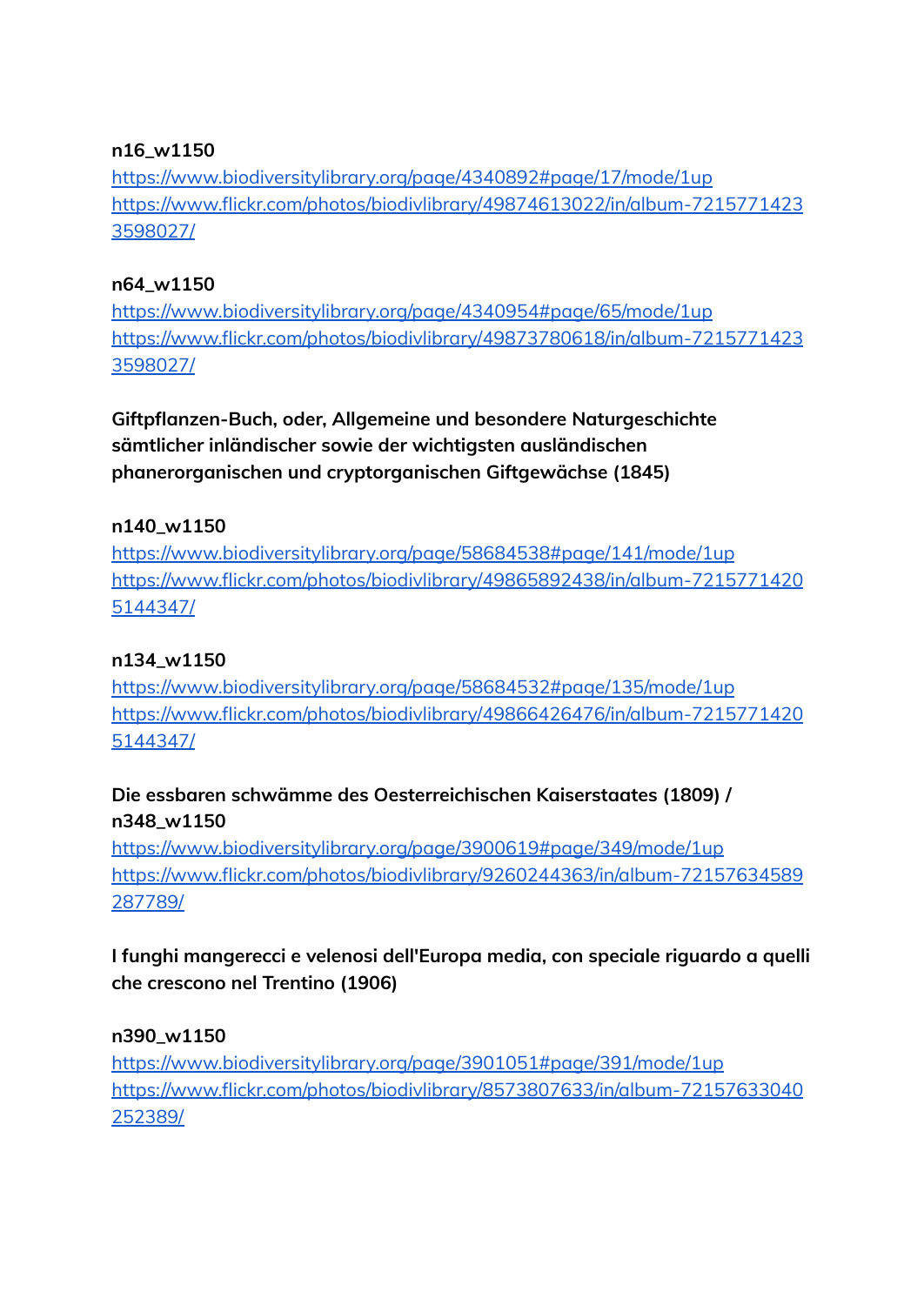**n16_w1150**
https://www.biodiversitylibrary.org/page/4340892#page/17/mode/1up
https://www.flickr.com/photos/biodivlibrary/49874613022/in/album-72157714233598027/

**n64_w1150**
https://www.biodiversitylibrary.org/page/4340954#page/65/mode/1up
https://www.flickr.com/photos/biodivlibrary/49873780618/in/album-72157714233598027/

**Giftpflanzen-Buch, oder, Allgemeine und besondere Naturgeschichte sämtlicher inländischer sowie der wichtigsten ausländischen phanerorganischen und cryptorganischen Giftgewächse (1845)**

**n140_w1150**
https://www.biodiversitylibrary.org/page/58684538#page/141/mode/1up
https://www.flickr.com/photos/biodivlibrary/49865892438/in/album-72157714205144347/

**n134_w1150**
https://www.biodiversitylibrary.org/page/58684532#page/135/mode/1up
https://www.flickr.com/photos/biodivlibrary/49866426476/in/album-72157714205144347/

**Die essbaren schwämme des Oesterreichischen Kaiserstaates (1809) / n348_w1150**
https://www.biodiversitylibrary.org/page/3900619#page/349/mode/1up
https://www.flickr.com/photos/biodivlibrary/9260244363/in/album-72157634589287789/

**I funghi mangerecci e velenosi dell'Europa media, con speciale riguardo a quelli che crescono nel Trentino (1906)**

**n390_w1150**
https://www.biodiversitylibrary.org/page/3901051#page/391/mode/1up
https://www.flickr.com/photos/biodivlibrary/8573807633/in/album-72157633040252389/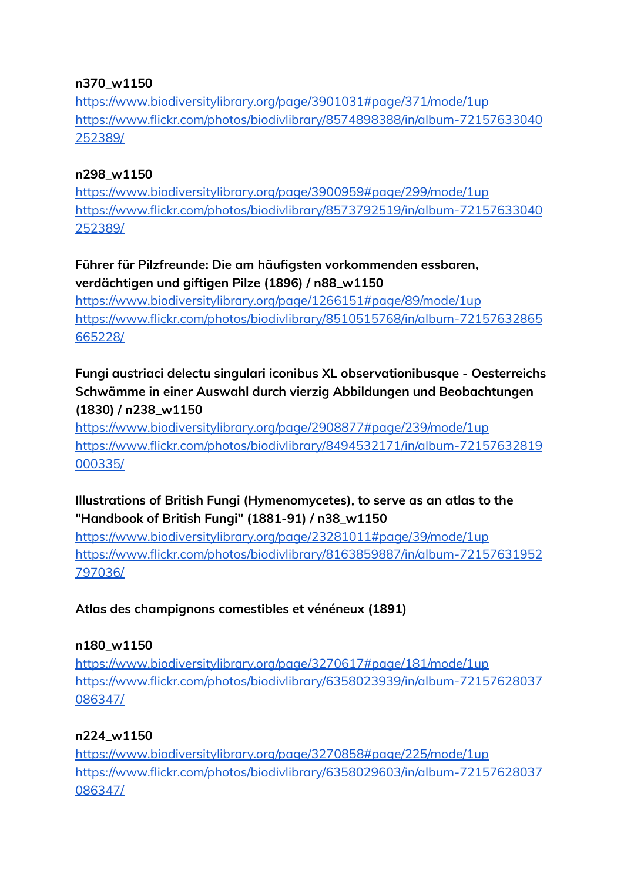**n370_w1150**
https://www.biodiversitylibrary.org/page/3901031#page/371/mode/1up
https://www.flickr.com/photos/biodivlibrary/8574898388/in/album-72157633040252389/

**n298_w1150**
https://www.biodiversitylibrary.org/page/3900959#page/299/mode/1up
https://www.flickr.com/photos/biodivlibrary/8573792519/in/album-72157633040252389/

**Führer für Pilzfreunde: Die am häufigsten vorkommenden essbaren, verdächtigen und giftigen Pilze (1896) / n88_w1150**
https://www.biodiversitylibrary.org/page/1266151#page/89/mode/1up
https://www.flickr.com/photos/biodivlibrary/8510515768/in/album-72157632865665228/

**Fungi austriaci delectu singulari iconibus XL observationibusque - Oesterreichs Schwämme in einer Auswahl durch vierzig Abbildungen und Beobachtungen (1830) / n238_w1150**
https://www.biodiversitylibrary.org/page/2908877#page/239/mode/1up
https://www.flickr.com/photos/biodivlibrary/8494532171/in/album-72157632819000335/

**Illustrations of British Fungi (Hymenomycetes), to serve as an atlas to the "Handbook of British Fungi" (1881-91) / n38_w1150**
https://www.biodiversitylibrary.org/page/23281011#page/39/mode/1up
https://www.flickr.com/photos/biodivlibrary/8163859887/in/album-72157631952797036/

**Atlas des champignons comestibles et vénéneux (1891)**

**n180_w1150**
https://www.biodiversitylibrary.org/page/3270617#page/181/mode/1up
https://www.flickr.com/photos/biodivlibrary/6358023939/in/album-72157628037086347/

**n224_w1150**
https://www.biodiversitylibrary.org/page/3270858#page/225/mode/1up
https://www.flickr.com/photos/biodivlibrary/6358029603/in/album-72157628037086347/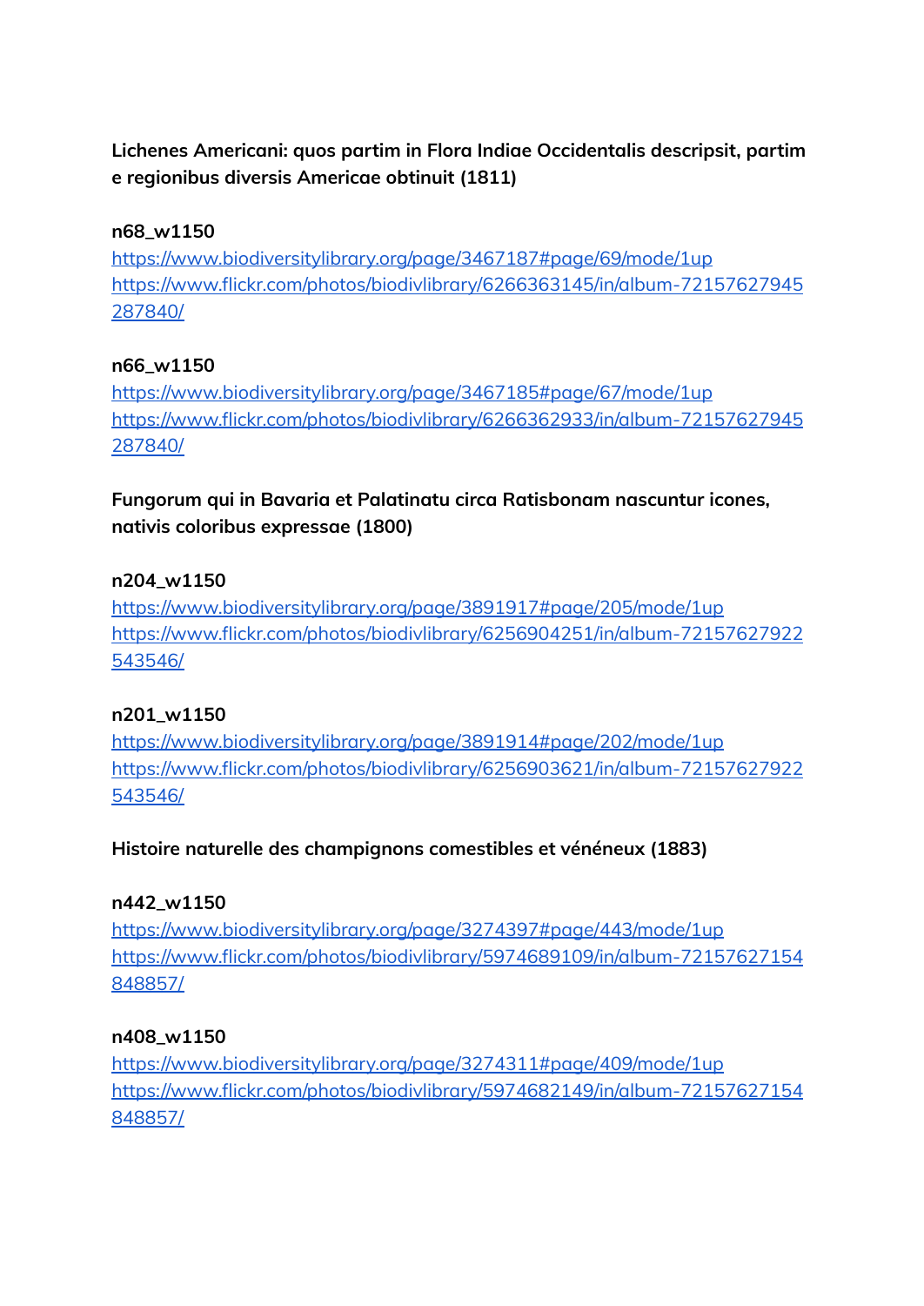**Lichenes Americani: quos partim in Flora Indiae Occidentalis descripsit, partim e regionibus diversis Americae obtinuit (1811)**

**n68_w1150**
https://www.biodiversitylibrary.org/page/3467187#page/69/mode/1up
https://www.flickr.com/photos/biodivlibrary/6266363145/in/album-72157627945287840/

**n66_w1150**
https://www.biodiversitylibrary.org/page/3467185#page/67/mode/1up
https://www.flickr.com/photos/biodivlibrary/6266362933/in/album-72157627945287840/

**Fungorum qui in Bavaria et Palatinatu circa Ratisbonam nascuntur icones, nativis coloribus expressae (1800)**

**n204_w1150**
https://www.biodiversitylibrary.org/page/3891917#page/205/mode/1up
https://www.flickr.com/photos/biodivlibrary/6256904251/in/album-72157627922543546/

**n201_w1150**
https://www.biodiversitylibrary.org/page/3891914#page/202/mode/1up
https://www.flickr.com/photos/biodivlibrary/6256903621/in/album-72157627922543546/

**Histoire naturelle des champignons comestibles et vénéneux (1883)**

**n442_w1150**
https://www.biodiversitylibrary.org/page/3274397#page/443/mode/1up
https://www.flickr.com/photos/biodivlibrary/5974689109/in/album-72157627154848857/

**n408_w1150**
https://www.biodiversitylibrary.org/page/3274311#page/409/mode/1up
https://www.flickr.com/photos/biodivlibrary/5974682149/in/album-72157627154848857/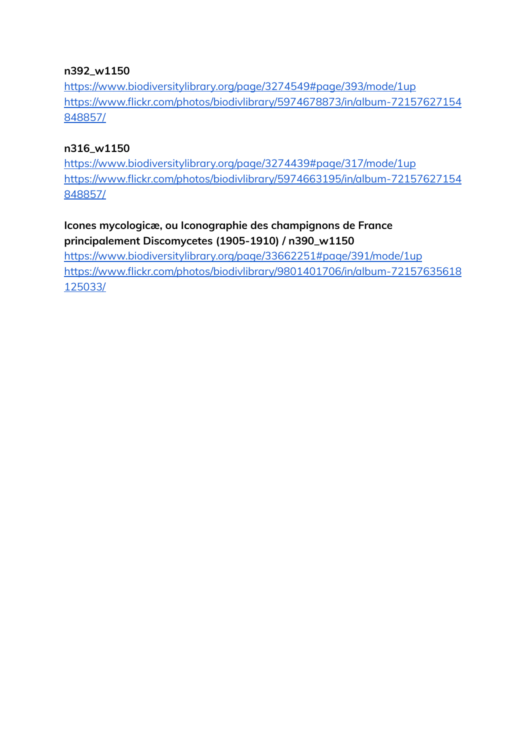**n392_w1150**
https://www.biodiversitylibrary.org/page/3274549#page/393/mode/1up
https://www.flickr.com/photos/biodivlibrary/5974678873/in/album-72157627154848857/

**n316_w1150**
https://www.biodiversitylibrary.org/page/3274439#page/317/mode/1up
https://www.flickr.com/photos/biodivlibrary/5974663195/in/album-72157627154848857/

**Icones mycologicæ, ou Iconographie des champignons de France principalement Discomycetes (1905-1910) / n390_w1150**
https://www.biodiversitylibrary.org/page/33662251#page/391/mode/1up
https://www.flickr.com/photos/biodivlibrary/9801401706/in/album-72157635618125033/